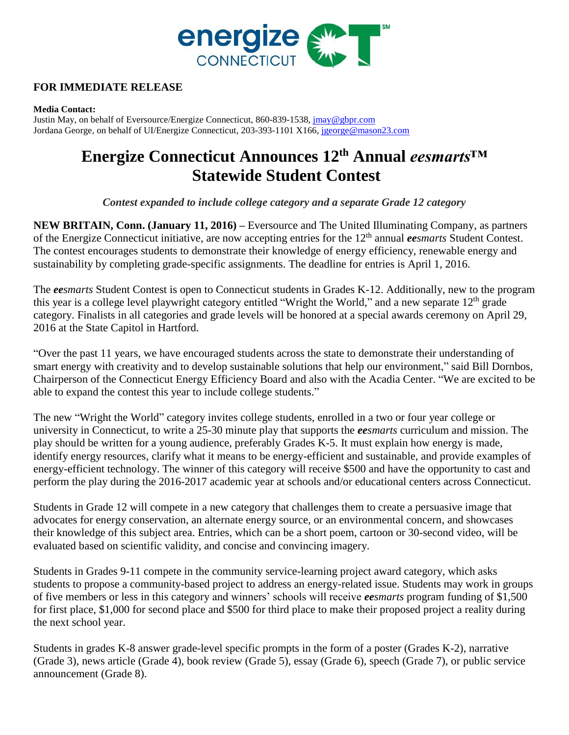energize CONNECTICUT CT[SM]

**FOR IMMEDIATE RELEASE**

**Media Contact:**
Justin May, on behalf of Eversource/Energize Connecticut, 860-839-1538, jmay@gbpr.com
Jordana George, on behalf of UI/Energize Connecticut, 203-393-1101 X166, jgeorge@mason23.com

# Energize Connecticut Announces 12th Annual *eesmarts*™ Statewide Student Contest

***Contest expanded to include college category and a separate Grade 12 category***

**NEW BRITAIN, Conn. (January 11, 2016) –** Eversource and The United Illuminating Company, as partners of the Energize Connecticut initiative, are now accepting entries for the 12th annual ***ee****smarts* Student Contest. The contest encourages students to demonstrate their knowledge of energy efficiency, renewable energy and sustainability by completing grade-specific assignments. The deadline for entries is April 1, 2016.

The ***ee****smarts* Student Contest is open to Connecticut students in Grades K-12. Additionally, new to the program this year is a college level playwright category entitled "Wright the World," and a new separate 12th grade category. Finalists in all categories and grade levels will be honored at a special awards ceremony on April 29, 2016 at the State Capitol in Hartford.

"Over the past 11 years, we have encouraged students across the state to demonstrate their understanding of smart energy with creativity and to develop sustainable solutions that help our environment," said Bill Dornbos, Chairperson of the Connecticut Energy Efficiency Board and also with the Acadia Center. "We are excited to be able to expand the contest this year to include college students."

The new "Wright the World" category invites college students, enrolled in a two or four year college or university in Connecticut, to write a 25-30 minute play that supports the ***ee****smarts* curriculum and mission. The play should be written for a young audience, preferably Grades K-5. It must explain how energy is made, identify energy resources, clarify what it means to be energy-efficient and sustainable, and provide examples of energy-efficient technology. The winner of this category will receive $500 and have the opportunity to cast and perform the play during the 2016-2017 academic year at schools and/or educational centers across Connecticut.

Students in Grade 12 will compete in a new category that challenges them to create a persuasive image that advocates for energy conservation, an alternate energy source, or an environmental concern, and showcases their knowledge of this subject area. Entries, which can be a short poem, cartoon or 30-second video, will be evaluated based on scientific validity, and concise and convincing imagery.

Students in Grades 9-11 compete in the community service-learning project award category, which asks students to propose a community-based project to address an energy-related issue. Students may work in groups of five members or less in this category and winners' schools will receive ***ee****smarts* program funding of $1,500 for first place, $1,000 for second place and $500 for third place to make their proposed project a reality during the next school year.

Students in grades K-8 answer grade-level specific prompts in the form of a poster (Grades K-2), narrative (Grade 3), news article (Grade 4), book review (Grade 5), essay (Grade 6), speech (Grade 7), or public service announcement (Grade 8).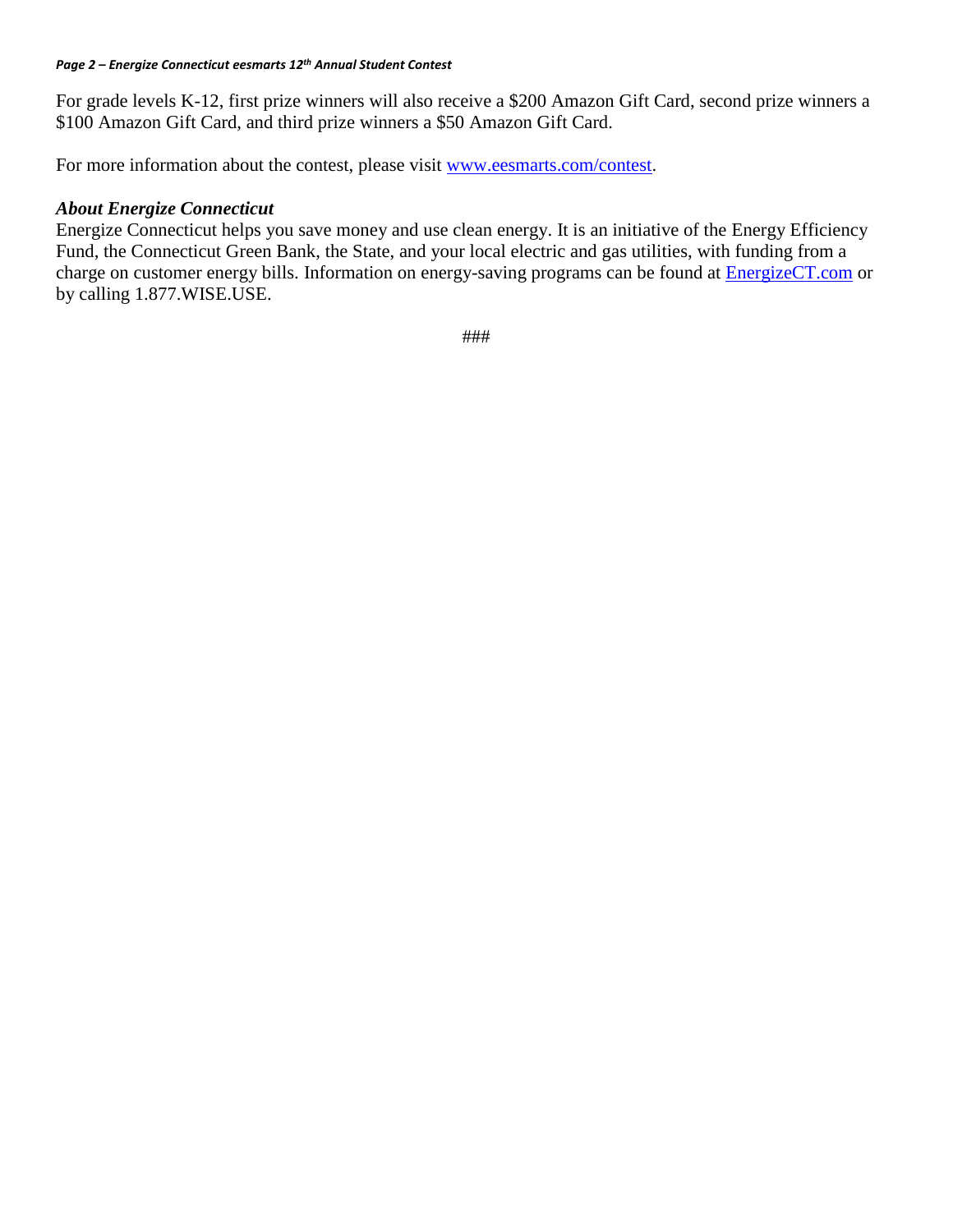For grade levels K-12, first prize winners will also receive a $200 Amazon Gift Card, second prize winners a $100 Amazon Gift Card, and third prize winners a $50 Amazon Gift Card.

For more information about the contest, please visit www.eesmarts.com/contest.

***About Energize Connecticut***

Energize Connecticut helps you save money and use clean energy. It is an initiative of the Energy Efficiency Fund, the Connecticut Green Bank, the State, and your local electric and gas utilities, with funding from a charge on customer energy bills. Information on energy-saving programs can be found at EnergizeCT.com or by calling 1.877.WISE.USE.

###